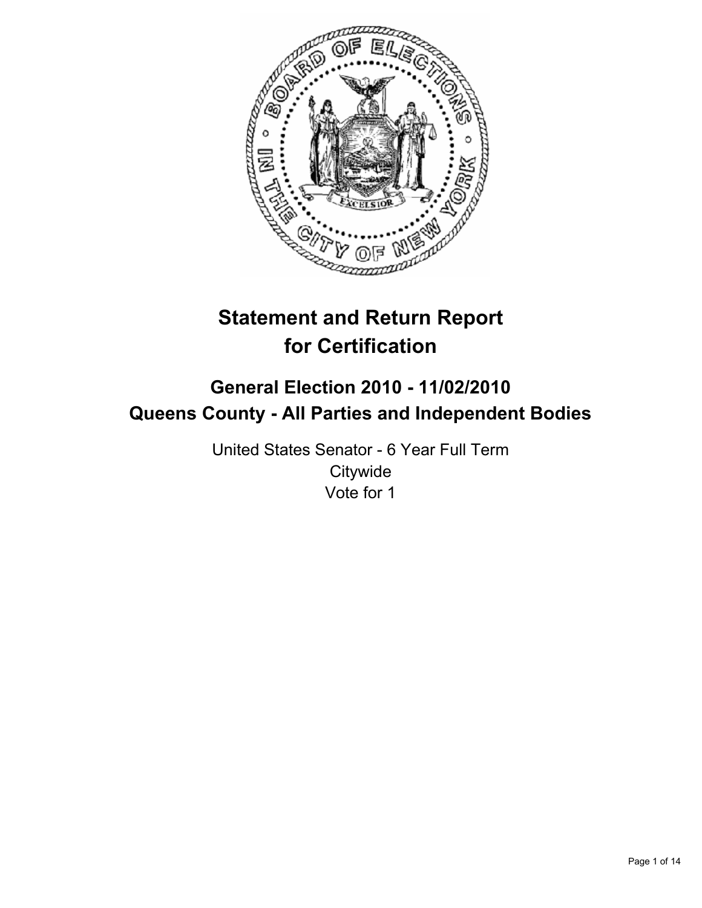# Statement and Return Report for Certification

## General Election 2010 - 11/02/2010
## Queens County - All Parties and Independent Bodies

United States Senator - 6 Year Full Term
Citywide
Vote for 1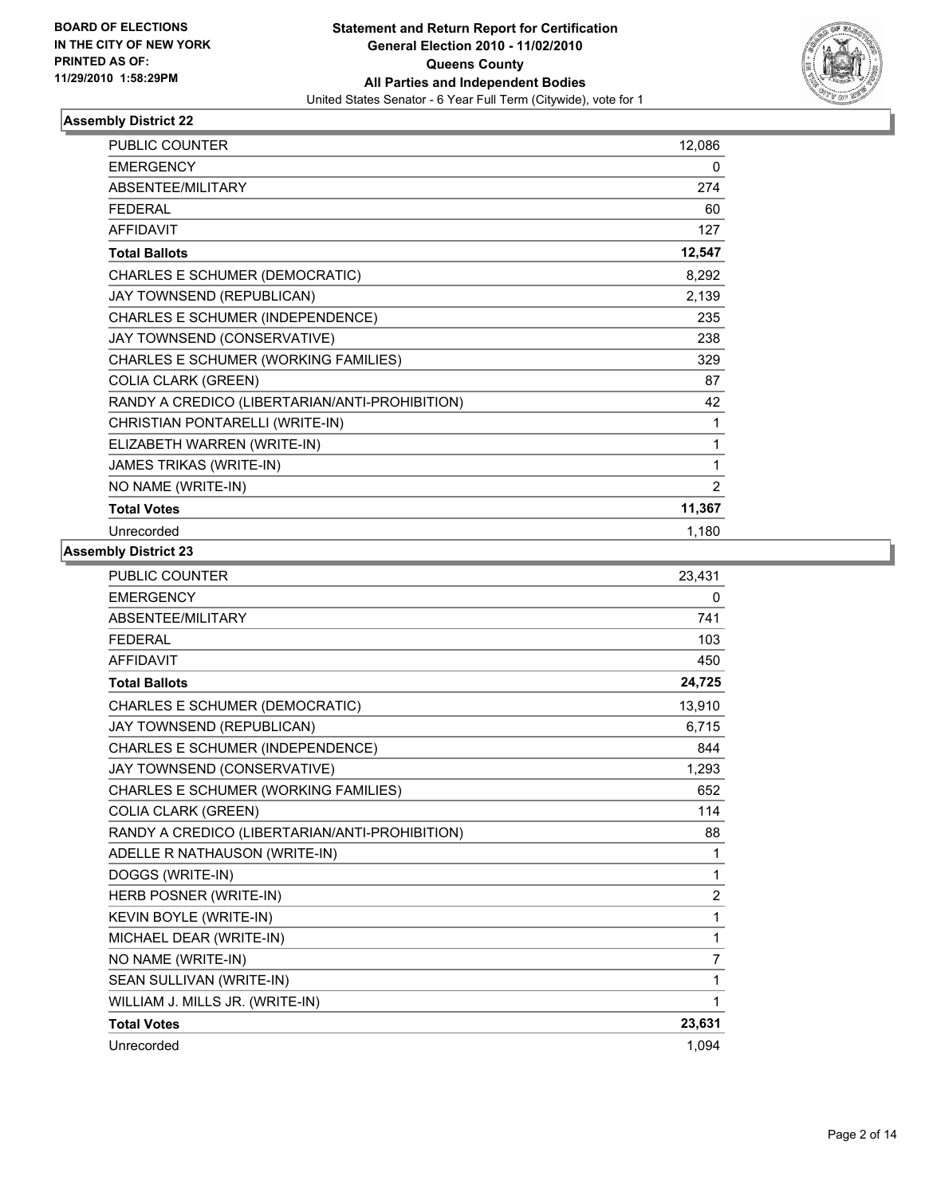BOARD OF ELECTIONS
IN THE CITY OF NEW YORK
PRINTED AS OF:
11/29/2010 1:58:29PM

**Statement and Return Report for Certification**
**General Election 2010 - 11/02/2010**
**Queens County**
**All Parties and Independent Bodies**
United States Senator - 6 Year Full Term (Citywide), vote for 1

### Assembly District 22

| | |
|---|---|
| PUBLIC COUNTER | 12,086 |
| EMERGENCY | 0 |
| ABSENTEE/MILITARY | 274 |
| FEDERAL | 60 |
| AFFIDAVIT | 127 |
| **Total Ballots** | **12,547** |
| CHARLES E SCHUMER (DEMOCRATIC) | 8,292 |
| JAY TOWNSEND (REPUBLICAN) | 2,139 |
| CHARLES E SCHUMER (INDEPENDENCE) | 235 |
| JAY TOWNSEND (CONSERVATIVE) | 238 |
| CHARLES E SCHUMER (WORKING FAMILIES) | 329 |
| COLIA CLARK (GREEN) | 87 |
| RANDY A CREDICO (LIBERTARIAN/ANTI-PROHIBITION) | 42 |
| CHRISTIAN PONTARELLI (WRITE-IN) | 1 |
| ELIZABETH WARREN (WRITE-IN) | 1 |
| JAMES TRIKAS (WRITE-IN) | 1 |
| NO NAME (WRITE-IN) | 2 |
| **Total Votes** | **11,367** |
| Unrecorded | 1,180 |

### Assembly District 23

| | |
|---|---|
| PUBLIC COUNTER | 23,431 |
| EMERGENCY | 0 |
| ABSENTEE/MILITARY | 741 |
| FEDERAL | 103 |
| AFFIDAVIT | 450 |
| **Total Ballots** | **24,725** |
| CHARLES E SCHUMER (DEMOCRATIC) | 13,910 |
| JAY TOWNSEND (REPUBLICAN) | 6,715 |
| CHARLES E SCHUMER (INDEPENDENCE) | 844 |
| JAY TOWNSEND (CONSERVATIVE) | 1,293 |
| CHARLES E SCHUMER (WORKING FAMILIES) | 652 |
| COLIA CLARK (GREEN) | 114 |
| RANDY A CREDICO (LIBERTARIAN/ANTI-PROHIBITION) | 88 |
| ADELLE R NATHAUSON (WRITE-IN) | 1 |
| DOGGS (WRITE-IN) | 1 |
| HERB POSNER (WRITE-IN) | 2 |
| KEVIN BOYLE (WRITE-IN) | 1 |
| MICHAEL DEAR (WRITE-IN) | 1 |
| NO NAME (WRITE-IN) | 7 |
| SEAN SULLIVAN (WRITE-IN) | 1 |
| WILLIAM J. MILLS JR. (WRITE-IN) | 1 |
| **Total Votes** | **23,631** |
| Unrecorded | 1,094 |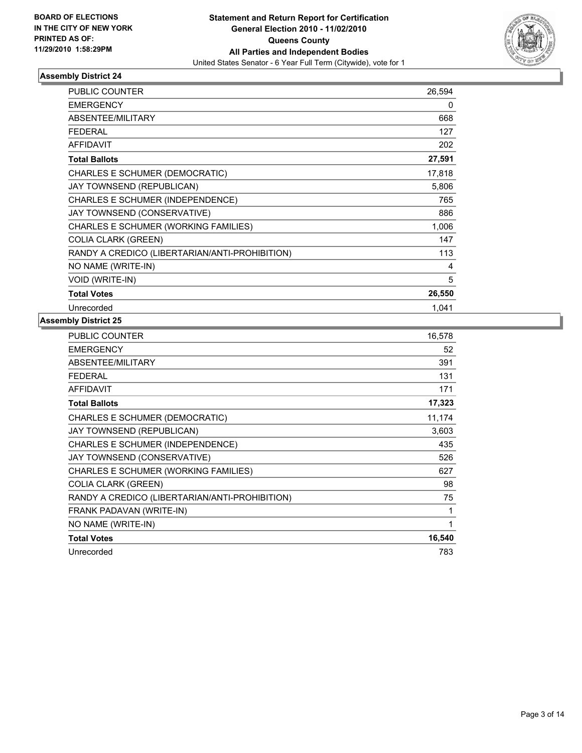**BOARD OF ELECTIONS IN THE CITY OF NEW YORK PRINTED AS OF: 11/29/2010 1:58:29PM**

**Statement and Return Report for Certification**
**General Election 2010 - 11/02/2010**
**Queens County**
**All Parties and Independent Bodies**
United States Senator - 6 Year Full Term (Citywide), vote for 1

## Assembly District 24

| | |
|---|---|
| PUBLIC COUNTER | 26,594 |
| EMERGENCY | 0 |
| ABSENTEE/MILITARY | 668 |
| FEDERAL | 127 |
| AFFIDAVIT | 202 |
| **Total Ballots** | **27,591** |
| CHARLES E SCHUMER (DEMOCRATIC) | 17,818 |
| JAY TOWNSEND (REPUBLICAN) | 5,806 |
| CHARLES E SCHUMER (INDEPENDENCE) | 765 |
| JAY TOWNSEND (CONSERVATIVE) | 886 |
| CHARLES E SCHUMER (WORKING FAMILIES) | 1,006 |
| COLIA CLARK (GREEN) | 147 |
| RANDY A CREDICO (LIBERTARIAN/ANTI-PROHIBITION) | 113 |
| NO NAME (WRITE-IN) | 4 |
| VOID (WRITE-IN) | 5 |
| **Total Votes** | **26,550** |
| Unrecorded | 1,041 |

## Assembly District 25

| | |
|---|---|
| PUBLIC COUNTER | 16,578 |
| EMERGENCY | 52 |
| ABSENTEE/MILITARY | 391 |
| FEDERAL | 131 |
| AFFIDAVIT | 171 |
| **Total Ballots** | **17,323** |
| CHARLES E SCHUMER (DEMOCRATIC) | 11,174 |
| JAY TOWNSEND (REPUBLICAN) | 3,603 |
| CHARLES E SCHUMER (INDEPENDENCE) | 435 |
| JAY TOWNSEND (CONSERVATIVE) | 526 |
| CHARLES E SCHUMER (WORKING FAMILIES) | 627 |
| COLIA CLARK (GREEN) | 98 |
| RANDY A CREDICO (LIBERTARIAN/ANTI-PROHIBITION) | 75 |
| FRANK PADAVAN (WRITE-IN) | 1 |
| NO NAME (WRITE-IN) | 1 |
| **Total Votes** | **16,540** |
| Unrecorded | 783 |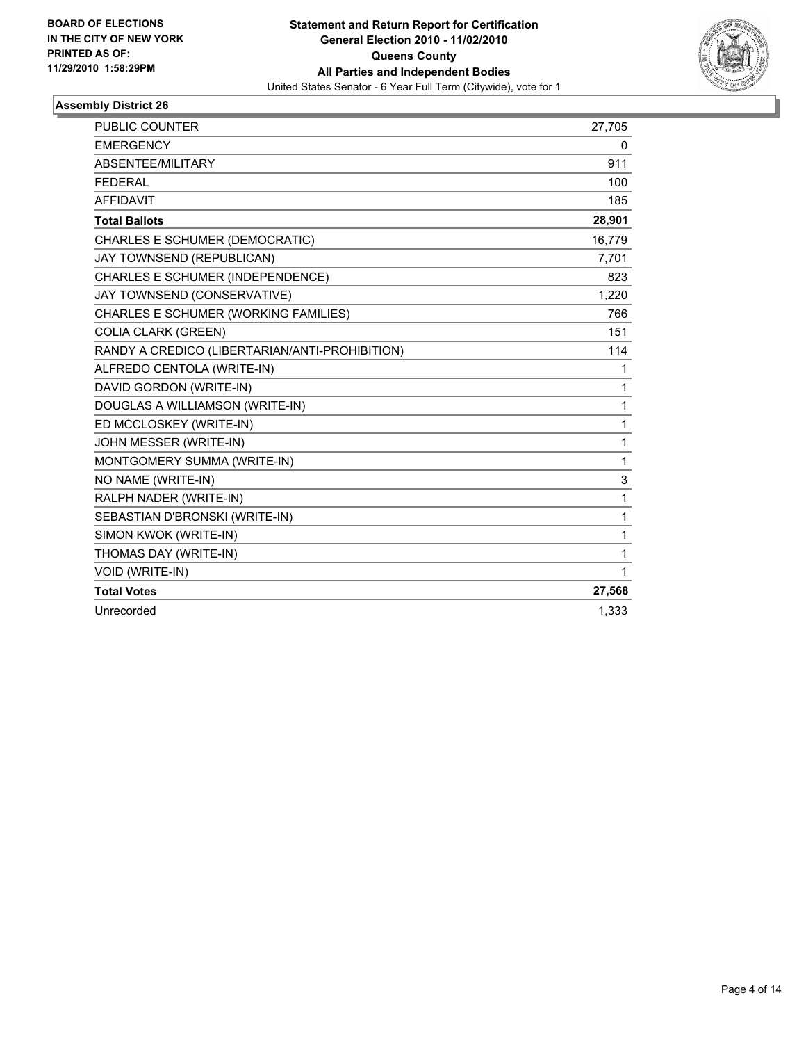**BOARD OF ELECTIONS IN THE CITY OF NEW YORK PRINTED AS OF: 11/29/2010 1:58:29PM**

**Statement and Return Report for Certification**
**General Election 2010 - 11/02/2010**
**Queens County**
**All Parties and Independent Bodies**
United States Senator - 6 Year Full Term (Citywide), vote for 1

## Assembly District 26

| | |
|---|---|
| PUBLIC COUNTER | 27,705 |
| EMERGENCY | 0 |
| ABSENTEE/MILITARY | 911 |
| FEDERAL | 100 |
| AFFIDAVIT | 185 |
| **Total Ballots** | **28,901** |
| CHARLES E SCHUMER (DEMOCRATIC) | 16,779 |
| JAY TOWNSEND (REPUBLICAN) | 7,701 |
| CHARLES E SCHUMER (INDEPENDENCE) | 823 |
| JAY TOWNSEND (CONSERVATIVE) | 1,220 |
| CHARLES E SCHUMER (WORKING FAMILIES) | 766 |
| COLIA CLARK (GREEN) | 151 |
| RANDY A CREDICO (LIBERTARIAN/ANTI-PROHIBITION) | 114 |
| ALFREDO CENTOLA (WRITE-IN) | 1 |
| DAVID GORDON (WRITE-IN) | 1 |
| DOUGLAS A WILLIAMSON (WRITE-IN) | 1 |
| ED MCCLOSKEY (WRITE-IN) | 1 |
| JOHN MESSER (WRITE-IN) | 1 |
| MONTGOMERY SUMMA (WRITE-IN) | 1 |
| NO NAME (WRITE-IN) | 3 |
| RALPH NADER (WRITE-IN) | 1 |
| SEBASTIAN D'BRONSKI (WRITE-IN) | 1 |
| SIMON KWOK (WRITE-IN) | 1 |
| THOMAS DAY (WRITE-IN) | 1 |
| VOID (WRITE-IN) | 1 |
| **Total Votes** | **27,568** |
| Unrecorded | 1,333 |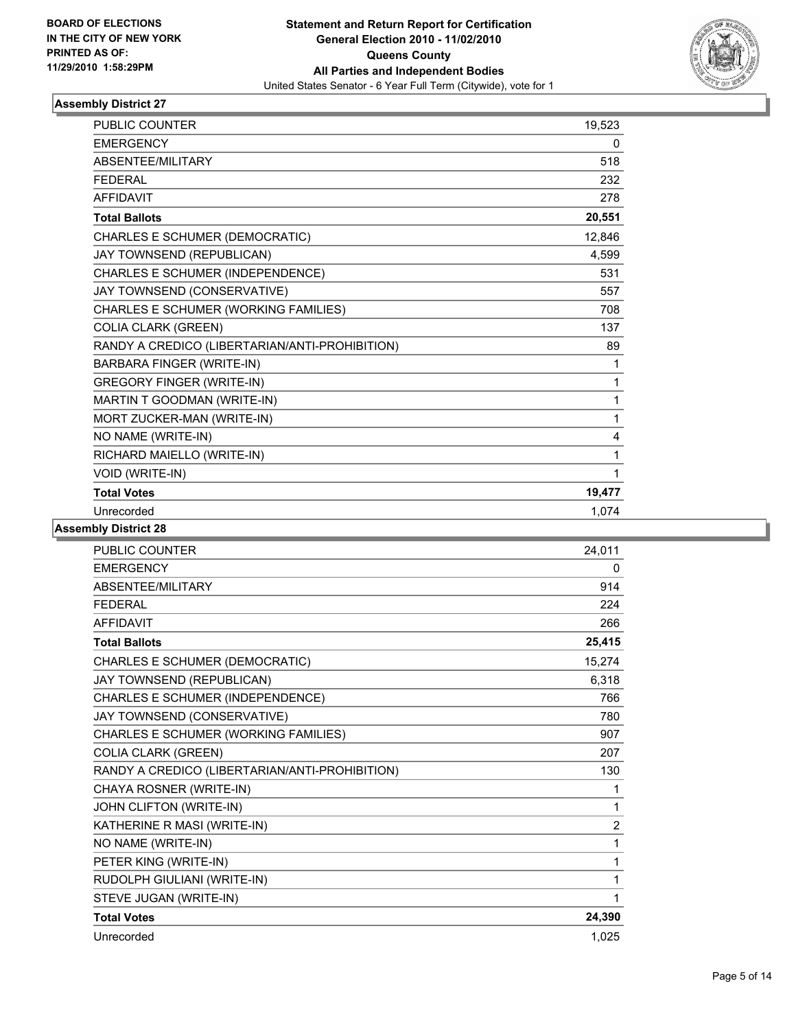BOARD OF ELECTIONS
IN THE CITY OF NEW YORK
PRINTED AS OF:
11/29/2010 1:58:29PM

**Statement and Return Report for Certification**
**General Election 2010 - 11/02/2010**
**Queens County**
**All Parties and Independent Bodies**
United States Senator - 6 Year Full Term (Citywide), vote for 1

## Assembly District 27

| | |
|---|---|
| PUBLIC COUNTER | 19,523 |
| EMERGENCY | 0 |
| ABSENTEE/MILITARY | 518 |
| FEDERAL | 232 |
| AFFIDAVIT | 278 |
| **Total Ballots** | **20,551** |
| CHARLES E SCHUMER (DEMOCRATIC) | 12,846 |
| JAY TOWNSEND (REPUBLICAN) | 4,599 |
| CHARLES E SCHUMER (INDEPENDENCE) | 531 |
| JAY TOWNSEND (CONSERVATIVE) | 557 |
| CHARLES E SCHUMER (WORKING FAMILIES) | 708 |
| COLIA CLARK (GREEN) | 137 |
| RANDY A CREDICO (LIBERTARIAN/ANTI-PROHIBITION) | 89 |
| BARBARA FINGER (WRITE-IN) | 1 |
| GREGORY FINGER (WRITE-IN) | 1 |
| MARTIN T GOODMAN (WRITE-IN) | 1 |
| MORT ZUCKER-MAN (WRITE-IN) | 1 |
| NO NAME (WRITE-IN) | 4 |
| RICHARD MAIELLO (WRITE-IN) | 1 |
| VOID (WRITE-IN) | 1 |
| **Total Votes** | **19,477** |
| Unrecorded | 1,074 |

## Assembly District 28

| | |
|---|---|
| PUBLIC COUNTER | 24,011 |
| EMERGENCY | 0 |
| ABSENTEE/MILITARY | 914 |
| FEDERAL | 224 |
| AFFIDAVIT | 266 |
| **Total Ballots** | **25,415** |
| CHARLES E SCHUMER (DEMOCRATIC) | 15,274 |
| JAY TOWNSEND (REPUBLICAN) | 6,318 |
| CHARLES E SCHUMER (INDEPENDENCE) | 766 |
| JAY TOWNSEND (CONSERVATIVE) | 780 |
| CHARLES E SCHUMER (WORKING FAMILIES) | 907 |
| COLIA CLARK (GREEN) | 207 |
| RANDY A CREDICO (LIBERTARIAN/ANTI-PROHIBITION) | 130 |
| CHAYA ROSNER (WRITE-IN) | 1 |
| JOHN CLIFTON (WRITE-IN) | 1 |
| KATHERINE R MASI (WRITE-IN) | 2 |
| NO NAME (WRITE-IN) | 1 |
| PETER KING (WRITE-IN) | 1 |
| RUDOLPH GIULIANI (WRITE-IN) | 1 |
| STEVE JUGAN (WRITE-IN) | 1 |
| **Total Votes** | **24,390** |
| Unrecorded | 1,025 |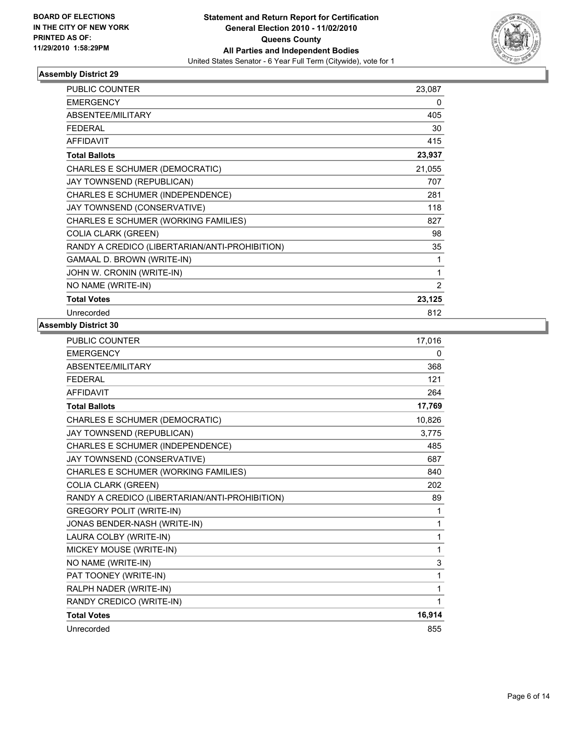## Assembly District 29

| | |
|---|---|
| PUBLIC COUNTER | 23,087 |
| EMERGENCY | 0 |
| ABSENTEE/MILITARY | 405 |
| FEDERAL | 30 |
| AFFIDAVIT | 415 |
| **Total Ballots** | **23,937** |
| CHARLES E SCHUMER (DEMOCRATIC) | 21,055 |
| JAY TOWNSEND (REPUBLICAN) | 707 |
| CHARLES E SCHUMER (INDEPENDENCE) | 281 |
| JAY TOWNSEND (CONSERVATIVE) | 118 |
| CHARLES E SCHUMER (WORKING FAMILIES) | 827 |
| COLIA CLARK (GREEN) | 98 |
| RANDY A CREDICO (LIBERTARIAN/ANTI-PROHIBITION) | 35 |
| GAMAAL D. BROWN (WRITE-IN) | 1 |
| JOHN W. CRONIN (WRITE-IN) | 1 |
| NO NAME (WRITE-IN) | 2 |
| **Total Votes** | **23,125** |
| Unrecorded | 812 |

## Assembly District 30

| | |
|---|---|
| PUBLIC COUNTER | 17,016 |
| EMERGENCY | 0 |
| ABSENTEE/MILITARY | 368 |
| FEDERAL | 121 |
| AFFIDAVIT | 264 |
| **Total Ballots** | **17,769** |
| CHARLES E SCHUMER (DEMOCRATIC) | 10,826 |
| JAY TOWNSEND (REPUBLICAN) | 3,775 |
| CHARLES E SCHUMER (INDEPENDENCE) | 485 |
| JAY TOWNSEND (CONSERVATIVE) | 687 |
| CHARLES E SCHUMER (WORKING FAMILIES) | 840 |
| COLIA CLARK (GREEN) | 202 |
| RANDY A CREDICO (LIBERTARIAN/ANTI-PROHIBITION) | 89 |
| GREGORY POLIT (WRITE-IN) | 1 |
| JONAS BENDER-NASH (WRITE-IN) | 1 |
| LAURA COLBY (WRITE-IN) | 1 |
| MICKEY MOUSE (WRITE-IN) | 1 |
| NO NAME (WRITE-IN) | 3 |
| PAT TOONEY (WRITE-IN) | 1 |
| RALPH NADER (WRITE-IN) | 1 |
| RANDY CREDICO (WRITE-IN) | 1 |
| **Total Votes** | **16,914** |
| Unrecorded | 855 |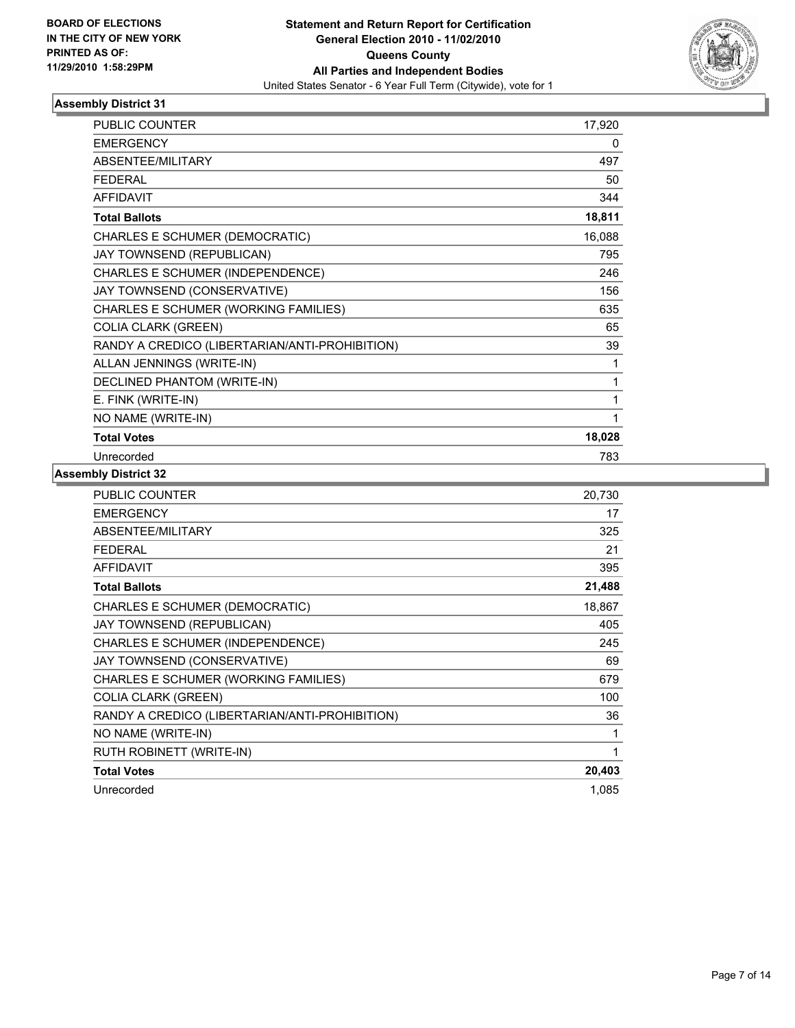**BOARD OF ELECTIONS IN THE CITY OF NEW YORK PRINTED AS OF: 11/29/2010 1:58:29PM**

# Statement and Return Report for Certification
## General Election 2010 - 11/02/2010
## Queens County
## All Parties and Independent Bodies
United States Senator - 6 Year Full Term (Citywide), vote for 1

### Assembly District 31

| | |
|---|---|
| PUBLIC COUNTER | 17,920 |
| EMERGENCY | 0 |
| ABSENTEE/MILITARY | 497 |
| FEDERAL | 50 |
| AFFIDAVIT | 344 |
| **Total Ballots** | **18,811** |
| CHARLES E SCHUMER (DEMOCRATIC) | 16,088 |
| JAY TOWNSEND (REPUBLICAN) | 795 |
| CHARLES E SCHUMER (INDEPENDENCE) | 246 |
| JAY TOWNSEND (CONSERVATIVE) | 156 |
| CHARLES E SCHUMER (WORKING FAMILIES) | 635 |
| COLIA CLARK (GREEN) | 65 |
| RANDY A CREDICO (LIBERTARIAN/ANTI-PROHIBITION) | 39 |
| ALLAN JENNINGS (WRITE-IN) | 1 |
| DECLINED PHANTOM (WRITE-IN) | 1 |
| E. FINK (WRITE-IN) | 1 |
| NO NAME (WRITE-IN) | 1 |
| **Total Votes** | **18,028** |
| Unrecorded | 783 |

### Assembly District 32

| | |
|---|---|
| PUBLIC COUNTER | 20,730 |
| EMERGENCY | 17 |
| ABSENTEE/MILITARY | 325 |
| FEDERAL | 21 |
| AFFIDAVIT | 395 |
| **Total Ballots** | **21,488** |
| CHARLES E SCHUMER (DEMOCRATIC) | 18,867 |
| JAY TOWNSEND (REPUBLICAN) | 405 |
| CHARLES E SCHUMER (INDEPENDENCE) | 245 |
| JAY TOWNSEND (CONSERVATIVE) | 69 |
| CHARLES E SCHUMER (WORKING FAMILIES) | 679 |
| COLIA CLARK (GREEN) | 100 |
| RANDY A CREDICO (LIBERTARIAN/ANTI-PROHIBITION) | 36 |
| NO NAME (WRITE-IN) | 1 |
| RUTH ROBINETT (WRITE-IN) | 1 |
| **Total Votes** | **20,403** |
| Unrecorded | 1,085 |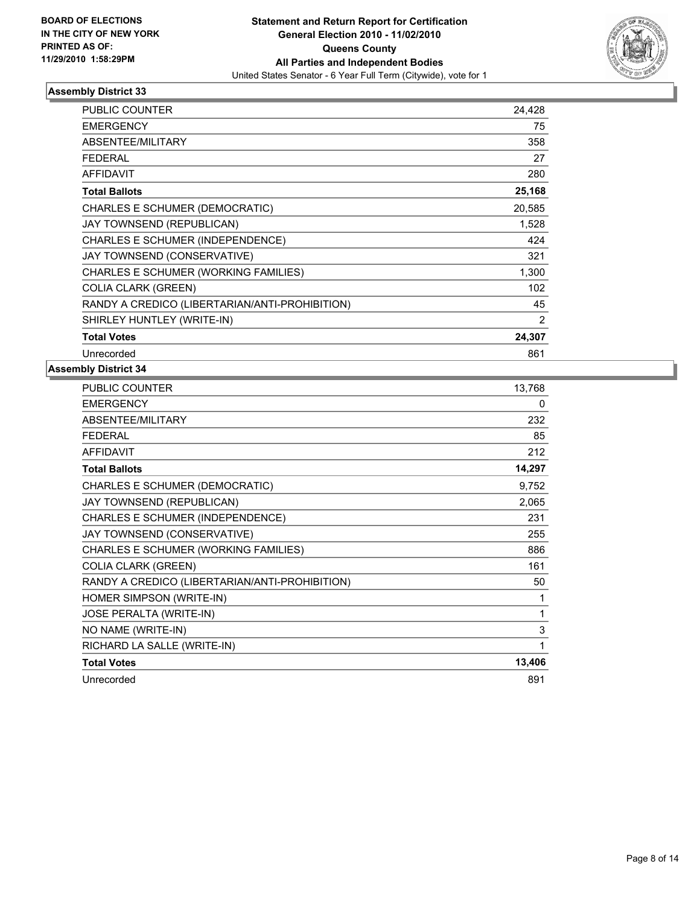**BOARD OF ELECTIONS IN THE CITY OF NEW YORK PRINTED AS OF: 11/29/2010 1:58:29PM**

**Statement and Return Report for Certification General Election 2010 - 11/02/2010 Queens County All Parties and Independent Bodies**

United States Senator - 6 Year Full Term (Citywide), vote for 1

## Assembly District 33

| | |
|---|---|
| PUBLIC COUNTER | 24,428 |
| EMERGENCY | 75 |
| ABSENTEE/MILITARY | 358 |
| FEDERAL | 27 |
| AFFIDAVIT | 280 |
| **Total Ballots** | **25,168** |
| CHARLES E SCHUMER (DEMOCRATIC) | 20,585 |
| JAY TOWNSEND (REPUBLICAN) | 1,528 |
| CHARLES E SCHUMER (INDEPENDENCE) | 424 |
| JAY TOWNSEND (CONSERVATIVE) | 321 |
| CHARLES E SCHUMER (WORKING FAMILIES) | 1,300 |
| COLIA CLARK (GREEN) | 102 |
| RANDY A CREDICO (LIBERTARIAN/ANTI-PROHIBITION) | 45 |
| SHIRLEY HUNTLEY (WRITE-IN) | 2 |
| **Total Votes** | **24,307** |
| Unrecorded | 861 |

## Assembly District 34

| | |
|---|---|
| PUBLIC COUNTER | 13,768 |
| EMERGENCY | 0 |
| ABSENTEE/MILITARY | 232 |
| FEDERAL | 85 |
| AFFIDAVIT | 212 |
| **Total Ballots** | **14,297** |
| CHARLES E SCHUMER (DEMOCRATIC) | 9,752 |
| JAY TOWNSEND (REPUBLICAN) | 2,065 |
| CHARLES E SCHUMER (INDEPENDENCE) | 231 |
| JAY TOWNSEND (CONSERVATIVE) | 255 |
| CHARLES E SCHUMER (WORKING FAMILIES) | 886 |
| COLIA CLARK (GREEN) | 161 |
| RANDY A CREDICO (LIBERTARIAN/ANTI-PROHIBITION) | 50 |
| HOMER SIMPSON (WRITE-IN) | 1 |
| JOSE PERALTA (WRITE-IN) | 1 |
| NO NAME (WRITE-IN) | 3 |
| RICHARD LA SALLE (WRITE-IN) | 1 |
| **Total Votes** | **13,406** |
| Unrecorded | 891 |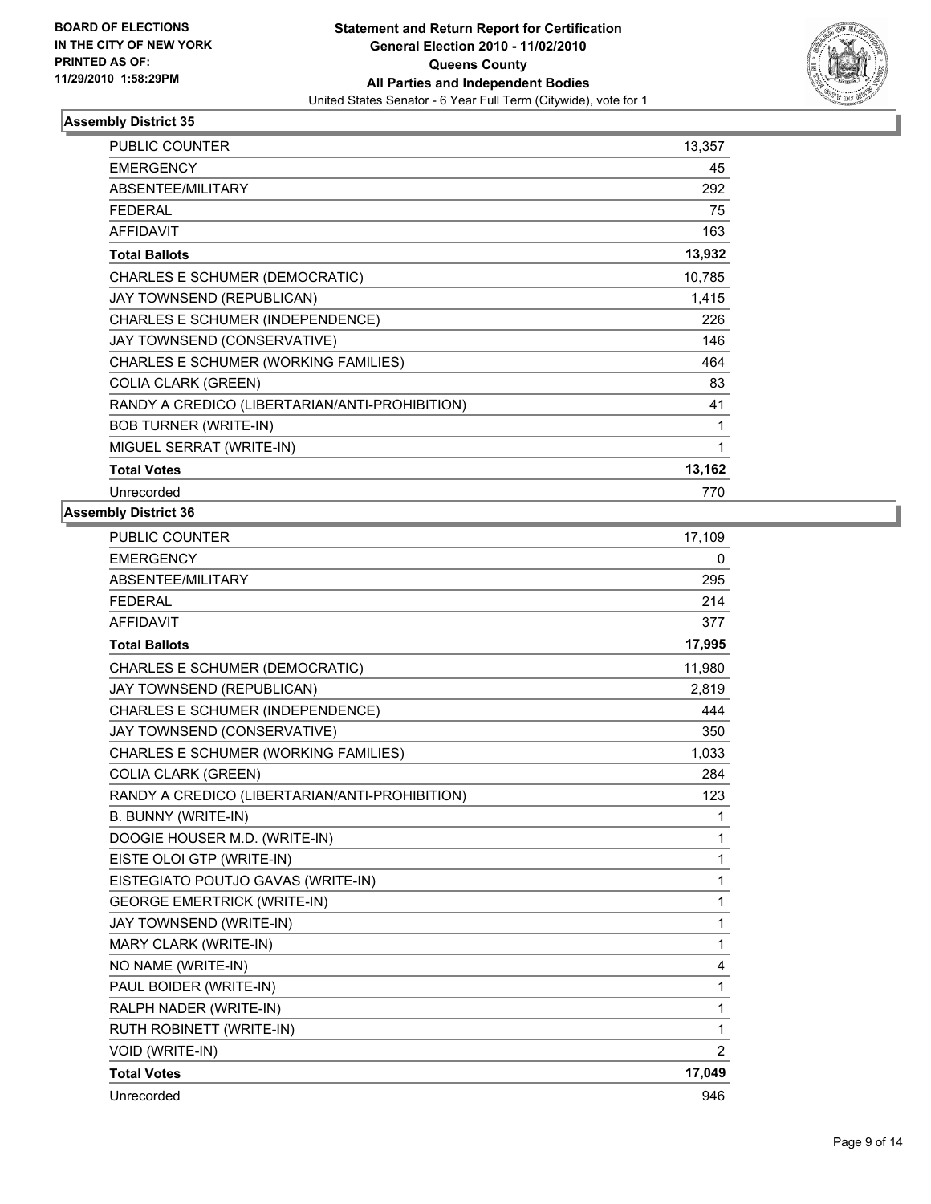BOARD OF ELECTIONS
IN THE CITY OF NEW YORK
PRINTED AS OF:
11/29/2010 1:58:29PM

**Statement and Return Report for Certification**
**General Election 2010 - 11/02/2010**
**Queens County**
**All Parties and Independent Bodies**
United States Senator - 6 Year Full Term (Citywide), vote for 1

### Assembly District 35

| | |
|---|---|
| PUBLIC COUNTER | 13,357 |
| EMERGENCY | 45 |
| ABSENTEE/MILITARY | 292 |
| FEDERAL | 75 |
| AFFIDAVIT | 163 |
| **Total Ballots** | **13,932** |
| CHARLES E SCHUMER (DEMOCRATIC) | 10,785 |
| JAY TOWNSEND (REPUBLICAN) | 1,415 |
| CHARLES E SCHUMER (INDEPENDENCE) | 226 |
| JAY TOWNSEND (CONSERVATIVE) | 146 |
| CHARLES E SCHUMER (WORKING FAMILIES) | 464 |
| COLIA CLARK (GREEN) | 83 |
| RANDY A CREDICO (LIBERTARIAN/ANTI-PROHIBITION) | 41 |
| BOB TURNER (WRITE-IN) | 1 |
| MIGUEL SERRAT (WRITE-IN) | 1 |
| **Total Votes** | **13,162** |
| Unrecorded | 770 |

### Assembly District 36

| | |
|---|---|
| PUBLIC COUNTER | 17,109 |
| EMERGENCY | 0 |
| ABSENTEE/MILITARY | 295 |
| FEDERAL | 214 |
| AFFIDAVIT | 377 |
| **Total Ballots** | **17,995** |
| CHARLES E SCHUMER (DEMOCRATIC) | 11,980 |
| JAY TOWNSEND (REPUBLICAN) | 2,819 |
| CHARLES E SCHUMER (INDEPENDENCE) | 444 |
| JAY TOWNSEND (CONSERVATIVE) | 350 |
| CHARLES E SCHUMER (WORKING FAMILIES) | 1,033 |
| COLIA CLARK (GREEN) | 284 |
| RANDY A CREDICO (LIBERTARIAN/ANTI-PROHIBITION) | 123 |
| B. BUNNY (WRITE-IN) | 1 |
| DOOGIE HOUSER M.D. (WRITE-IN) | 1 |
| EISTE OLOI GTP (WRITE-IN) | 1 |
| EISTEGIATO POUTJO GAVAS (WRITE-IN) | 1 |
| GEORGE EMERTRICK (WRITE-IN) | 1 |
| JAY TOWNSEND (WRITE-IN) | 1 |
| MARY CLARK (WRITE-IN) | 1 |
| NO NAME (WRITE-IN) | 4 |
| PAUL BOIDER (WRITE-IN) | 1 |
| RALPH NADER (WRITE-IN) | 1 |
| RUTH ROBINETT (WRITE-IN) | 1 |
| VOID (WRITE-IN) | 2 |
| **Total Votes** | **17,049** |
| Unrecorded | 946 |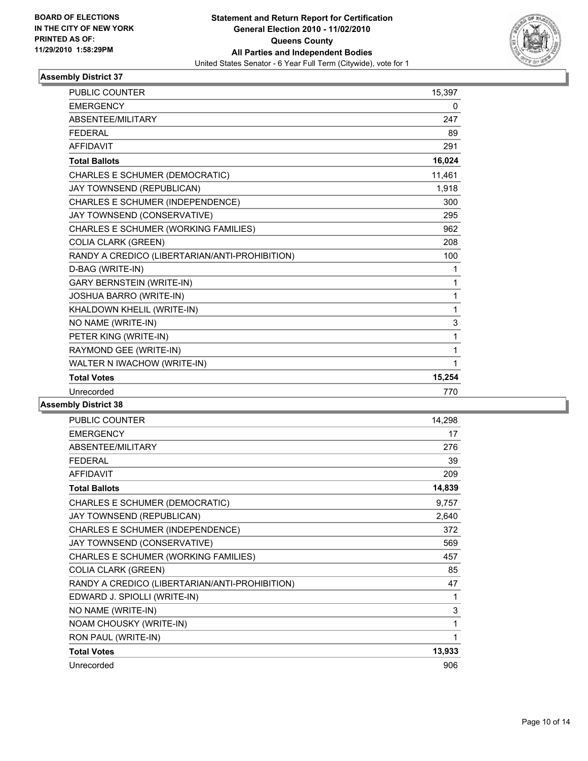**BOARD OF ELECTIONS IN THE CITY OF NEW YORK PRINTED AS OF: 11/29/2010 1:58:29PM**

**Statement and Return Report for Certification**
**General Election 2010 - 11/02/2010**
**Queens County**
**All Parties and Independent Bodies**
United States Senator - 6 Year Full Term (Citywide), vote for 1

### Assembly District 37

| | |
|---|---|
| PUBLIC COUNTER | 15,397 |
| EMERGENCY | 0 |
| ABSENTEE/MILITARY | 247 |
| FEDERAL | 89 |
| AFFIDAVIT | 291 |
| **Total Ballots** | **16,024** |
| CHARLES E SCHUMER (DEMOCRATIC) | 11,461 |
| JAY TOWNSEND (REPUBLICAN) | 1,918 |
| CHARLES E SCHUMER (INDEPENDENCE) | 300 |
| JAY TOWNSEND (CONSERVATIVE) | 295 |
| CHARLES E SCHUMER (WORKING FAMILIES) | 962 |
| COLIA CLARK (GREEN) | 208 |
| RANDY A CREDICO (LIBERTARIAN/ANTI-PROHIBITION) | 100 |
| D-BAG (WRITE-IN) | 1 |
| GARY BERNSTEIN (WRITE-IN) | 1 |
| JOSHUA BARRO (WRITE-IN) | 1 |
| KHALDOWN KHELIL (WRITE-IN) | 1 |
| NO NAME (WRITE-IN) | 3 |
| PETER KING (WRITE-IN) | 1 |
| RAYMOND GEE (WRITE-IN) | 1 |
| WALTER N IWACHOW (WRITE-IN) | 1 |
| **Total Votes** | **15,254** |
| Unrecorded | 770 |

### Assembly District 38

| | |
|---|---|
| PUBLIC COUNTER | 14,298 |
| EMERGENCY | 17 |
| ABSENTEE/MILITARY | 276 |
| FEDERAL | 39 |
| AFFIDAVIT | 209 |
| **Total Ballots** | **14,839** |
| CHARLES E SCHUMER (DEMOCRATIC) | 9,757 |
| JAY TOWNSEND (REPUBLICAN) | 2,640 |
| CHARLES E SCHUMER (INDEPENDENCE) | 372 |
| JAY TOWNSEND (CONSERVATIVE) | 569 |
| CHARLES E SCHUMER (WORKING FAMILIES) | 457 |
| COLIA CLARK (GREEN) | 85 |
| RANDY A CREDICO (LIBERTARIAN/ANTI-PROHIBITION) | 47 |
| EDWARD J. SPIOLLI (WRITE-IN) | 1 |
| NO NAME (WRITE-IN) | 3 |
| NOAM CHOUSKY (WRITE-IN) | 1 |
| RON PAUL (WRITE-IN) | 1 |
| **Total Votes** | **13,933** |
| Unrecorded | 906 |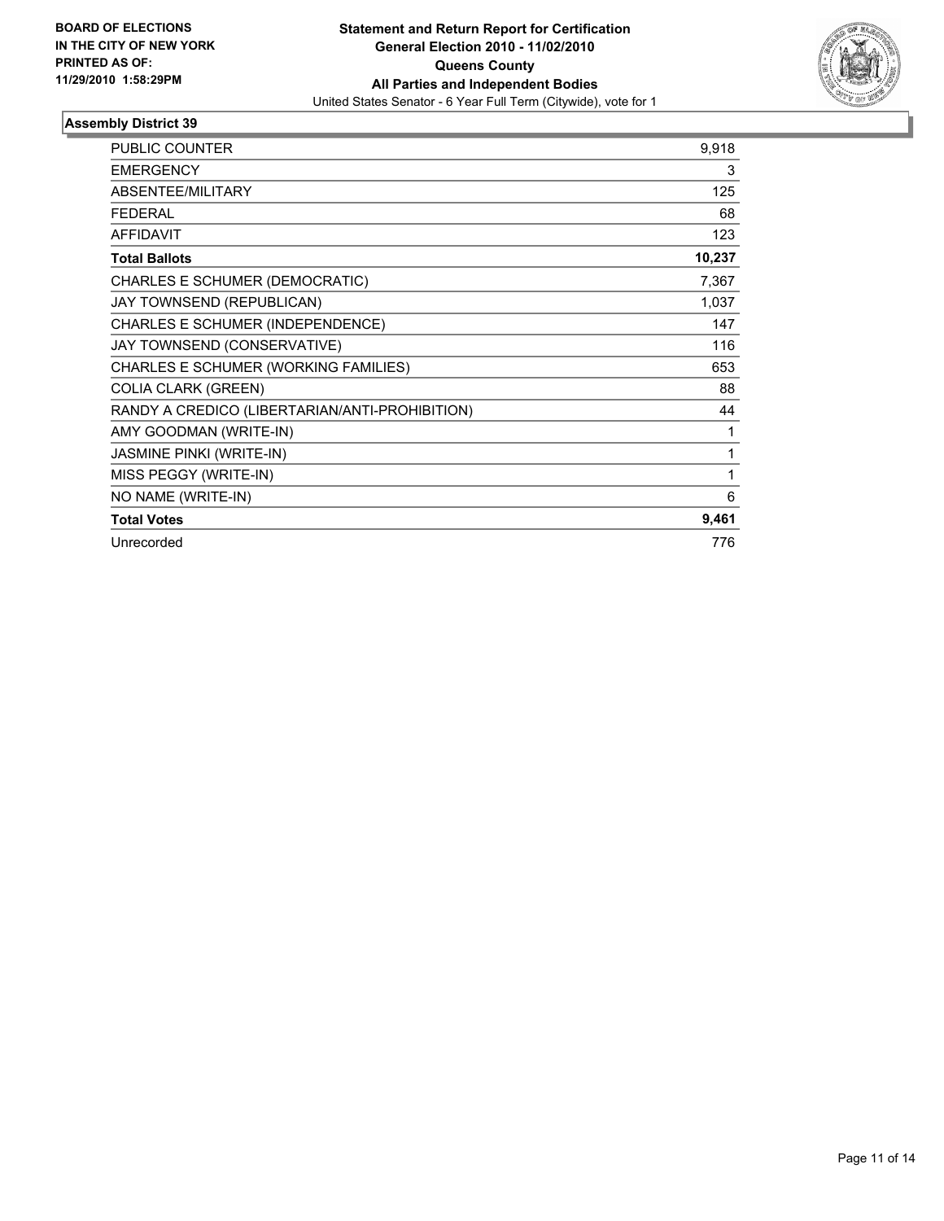**BOARD OF ELECTIONS IN THE CITY OF NEW YORK PRINTED AS OF: 11/29/2010 1:58:29PM**

**Statement and Return Report for Certification**
**General Election 2010 - 11/02/2010**
**Queens County**
**All Parties and Independent Bodies**
United States Senator - 6 Year Full Term (Citywide), vote for 1

## Assembly District 39

| | |
|---|---|
| PUBLIC COUNTER | 9,918 |
| EMERGENCY | 3 |
| ABSENTEE/MILITARY | 125 |
| FEDERAL | 68 |
| AFFIDAVIT | 123 |
| **Total Ballots** | **10,237** |
| CHARLES E SCHUMER (DEMOCRATIC) | 7,367 |
| JAY TOWNSEND (REPUBLICAN) | 1,037 |
| CHARLES E SCHUMER (INDEPENDENCE) | 147 |
| JAY TOWNSEND (CONSERVATIVE) | 116 |
| CHARLES E SCHUMER (WORKING FAMILIES) | 653 |
| COLIA CLARK (GREEN) | 88 |
| RANDY A CREDICO (LIBERTARIAN/ANTI-PROHIBITION) | 44 |
| AMY GOODMAN (WRITE-IN) | 1 |
| JASMINE PINKI (WRITE-IN) | 1 |
| MISS PEGGY (WRITE-IN) | 1 |
| NO NAME (WRITE-IN) | 6 |
| **Total Votes** | **9,461** |
| Unrecorded | 776 |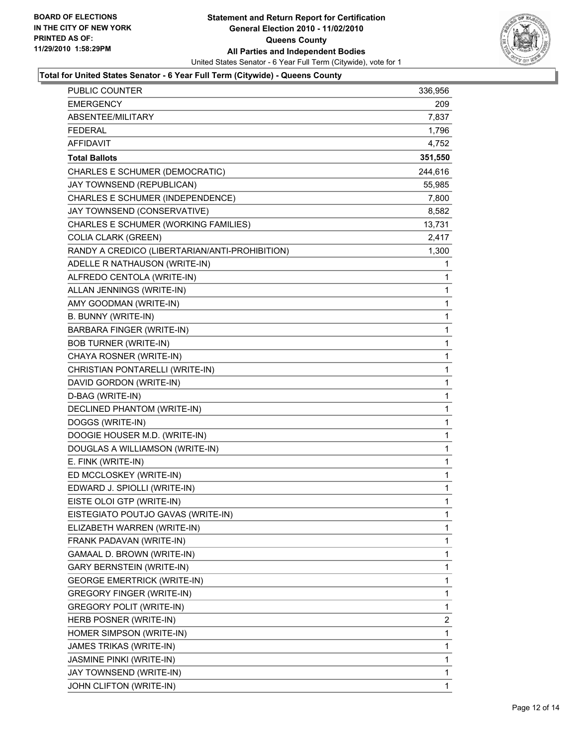**BOARD OF ELECTIONS IN THE CITY OF NEW YORK PRINTED AS OF: 11/29/2010 1:58:29PM**

**Statement and Return Report for Certification General Election 2010 - 11/02/2010 Queens County All Parties and Independent Bodies**

United States Senator - 6 Year Full Term (Citywide), vote for 1

### Total for United States Senator - 6 Year Full Term (Citywide) - Queens County

| | |
|---|---|
| PUBLIC COUNTER | 336,956 |
| EMERGENCY | 209 |
| ABSENTEE/MILITARY | 7,837 |
| FEDERAL | 1,796 |
| AFFIDAVIT | 4,752 |
| **Total Ballots** | **351,550** |
| CHARLES E SCHUMER (DEMOCRATIC) | 244,616 |
| JAY TOWNSEND (REPUBLICAN) | 55,985 |
| CHARLES E SCHUMER (INDEPENDENCE) | 7,800 |
| JAY TOWNSEND (CONSERVATIVE) | 8,582 |
| CHARLES E SCHUMER (WORKING FAMILIES) | 13,731 |
| COLIA CLARK (GREEN) | 2,417 |
| RANDY A CREDICO (LIBERTARIAN/ANTI-PROHIBITION) | 1,300 |
| ADELLE R NATHAUSON (WRITE-IN) | 1 |
| ALFREDO CENTOLA (WRITE-IN) | 1 |
| ALLAN JENNINGS (WRITE-IN) | 1 |
| AMY GOODMAN (WRITE-IN) | 1 |
| B. BUNNY (WRITE-IN) | 1 |
| BARBARA FINGER (WRITE-IN) | 1 |
| BOB TURNER (WRITE-IN) | 1 |
| CHAYA ROSNER (WRITE-IN) | 1 |
| CHRISTIAN PONTARELLI (WRITE-IN) | 1 |
| DAVID GORDON (WRITE-IN) | 1 |
| D-BAG (WRITE-IN) | 1 |
| DECLINED PHANTOM (WRITE-IN) | 1 |
| DOGGS (WRITE-IN) | 1 |
| DOOGIE HOUSER M.D. (WRITE-IN) | 1 |
| DOUGLAS A WILLIAMSON (WRITE-IN) | 1 |
| E. FINK (WRITE-IN) | 1 |
| ED MCCLOSKEY (WRITE-IN) | 1 |
| EDWARD J. SPIOLLI (WRITE-IN) | 1 |
| EISTE OLOI GTP (WRITE-IN) | 1 |
| EISTEGIATO POUTJO GAVAS (WRITE-IN) | 1 |
| ELIZABETH WARREN (WRITE-IN) | 1 |
| FRANK PADAVAN (WRITE-IN) | 1 |
| GAMAAL D. BROWN (WRITE-IN) | 1 |
| GARY BERNSTEIN (WRITE-IN) | 1 |
| GEORGE EMERTRICK (WRITE-IN) | 1 |
| GREGORY FINGER (WRITE-IN) | 1 |
| GREGORY POLIT (WRITE-IN) | 1 |
| HERB POSNER (WRITE-IN) | 2 |
| HOMER SIMPSON (WRITE-IN) | 1 |
| JAMES TRIKAS (WRITE-IN) | 1 |
| JASMINE PINKI (WRITE-IN) | 1 |
| JAY TOWNSEND (WRITE-IN) | 1 |
| JOHN CLIFTON (WRITE-IN) | 1 |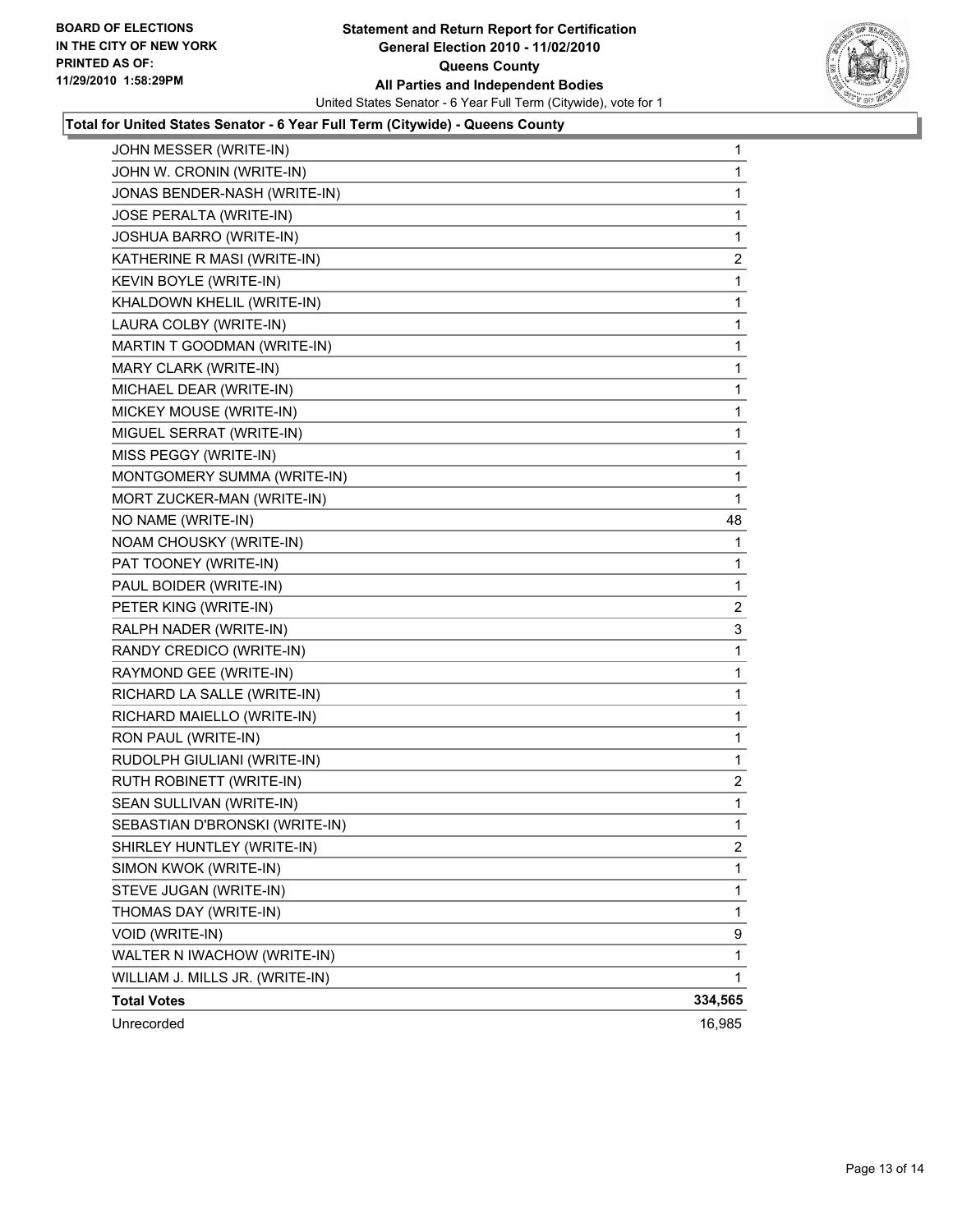**Total for United States Senator - 6 Year Full Term (Citywide) - Queens County**

| Candidate | Votes |
|---|---|
| JOHN MESSER (WRITE-IN) | 1 |
| JOHN W. CRONIN (WRITE-IN) | 1 |
| JONAS BENDER-NASH (WRITE-IN) | 1 |
| JOSE PERALTA (WRITE-IN) | 1 |
| JOSHUA BARRO (WRITE-IN) | 1 |
| KATHERINE R MASI (WRITE-IN) | 2 |
| KEVIN BOYLE (WRITE-IN) | 1 |
| KHALDOWN KHELIL (WRITE-IN) | 1 |
| LAURA COLBY (WRITE-IN) | 1 |
| MARTIN T GOODMAN (WRITE-IN) | 1 |
| MARY CLARK (WRITE-IN) | 1 |
| MICHAEL DEAR (WRITE-IN) | 1 |
| MICKEY MOUSE (WRITE-IN) | 1 |
| MIGUEL SERRAT (WRITE-IN) | 1 |
| MISS PEGGY (WRITE-IN) | 1 |
| MONTGOMERY SUMMA (WRITE-IN) | 1 |
| MORT ZUCKER-MAN (WRITE-IN) | 1 |
| NO NAME (WRITE-IN) | 48 |
| NOAM CHOUSKY (WRITE-IN) | 1 |
| PAT TOONEY (WRITE-IN) | 1 |
| PAUL BOIDER (WRITE-IN) | 1 |
| PETER KING (WRITE-IN) | 2 |
| RALPH NADER (WRITE-IN) | 3 |
| RANDY CREDICO (WRITE-IN) | 1 |
| RAYMOND GEE (WRITE-IN) | 1 |
| RICHARD LA SALLE (WRITE-IN) | 1 |
| RICHARD MAIELLO (WRITE-IN) | 1 |
| RON PAUL (WRITE-IN) | 1 |
| RUDOLPH GIULIANI (WRITE-IN) | 1 |
| RUTH ROBINETT (WRITE-IN) | 2 |
| SEAN SULLIVAN (WRITE-IN) | 1 |
| SEBASTIAN D'BRONSKI (WRITE-IN) | 1 |
| SHIRLEY HUNTLEY (WRITE-IN) | 2 |
| SIMON KWOK (WRITE-IN) | 1 |
| STEVE JUGAN (WRITE-IN) | 1 |
| THOMAS DAY (WRITE-IN) | 1 |
| VOID (WRITE-IN) | 9 |
| WALTER N IWACHOW (WRITE-IN) | 1 |
| WILLIAM J. MILLS JR. (WRITE-IN) | 1 |
| **Total Votes** | **334,565** |
| Unrecorded | 16,985 |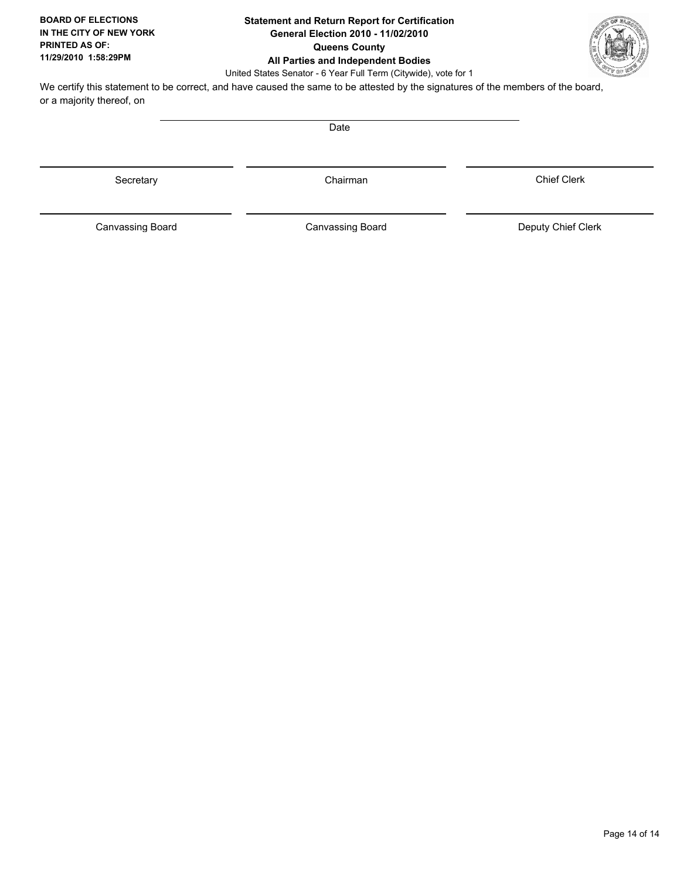**BOARD OF ELECTIONS**
**IN THE CITY OF NEW YORK**
**PRINTED AS OF:**
**11/29/2010 1:58:29PM**

**Statement and Return Report for Certification**
**General Election 2010 - 11/02/2010**
**Queens County**
**All Parties and Independent Bodies**
United States Senator - 6 Year Full Term (Citywide), vote for 1

We certify this statement to be correct, and have caused the same to be attested by the signatures of the members of the board, or a majority thereof, on

Date

| | | |
|---|---|---|
| Secretary | Chairman | Chief Clerk |
| Canvassing Board | Canvassing Board | Deputy Chief Clerk |